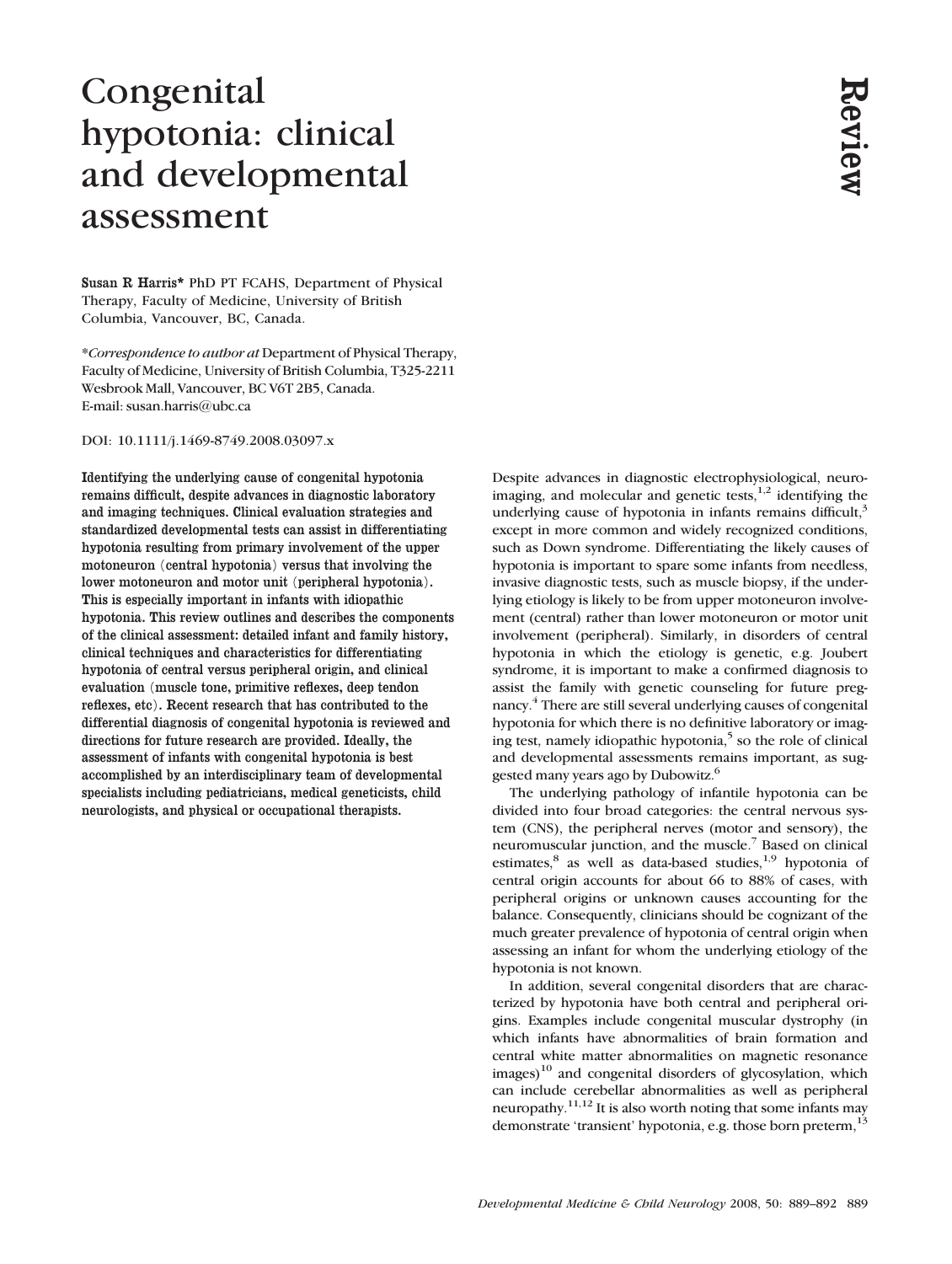# Congenital hypotonia: clinical and developmental assessment

Review

**Susan R Harris*** PhD PT FCAHS, Department of Physical Therapy, Faculty of Medicine, University of British Columbia, Vancouver, BC, Canada.

**Correspondence to author at* Department of Physical Therapy, Faculty of Medicine, University of British Columbia, T325-2211 Wesbrook Mall, Vancouver, BC V6T 2B5, Canada.
E-mail: susan.harris@ubc.ca

DOI: 10.1111/j.1469-8749.2008.03097.x

**Identifying the underlying cause of congenital hypotonia remains difficult, despite advances in diagnostic laboratory and imaging techniques. Clinical evaluation strategies and standardized developmental tests can assist in differentiating hypotonia resulting from primary involvement of the upper motoneuron (central hypotonia) versus that involving the lower motoneuron and motor unit (peripheral hypotonia). This is especially important in infants with idiopathic hypotonia. This review outlines and describes the components of the clinical assessment: detailed infant and family history, clinical techniques and characteristics for differentiating hypotonia of central versus peripheral origin, and clinical evaluation (muscle tone, primitive reflexes, deep tendon reflexes, etc). Recent research that has contributed to the differential diagnosis of congenital hypotonia is reviewed and directions for future research are provided. Ideally, the assessment of infants with congenital hypotonia is best accomplished by an interdisciplinary team of developmental specialists including pediatricians, medical geneticists, child neurologists, and physical or occupational therapists.**

Despite advances in diagnostic electrophysiological, neuroimaging, and molecular and genetic tests,[1,2] identifying the underlying cause of hypotonia in infants remains difficult,[3] except in more common and widely recognized conditions, such as Down syndrome. Differentiating the likely causes of hypotonia is important to spare some infants from needless, invasive diagnostic tests, such as muscle biopsy, if the underlying etiology is likely to be from upper motoneuron involvement (central) rather than lower motoneuron or motor unit involvement (peripheral). Similarly, in disorders of central hypotonia in which the etiology is genetic, e.g. Joubert syndrome, it is important to make a confirmed diagnosis to assist the family with genetic counseling for future pregnancy.[4] There are still several underlying causes of congenital hypotonia for which there is no definitive laboratory or imaging test, namely idiopathic hypotonia,[5] so the role of clinical and developmental assessments remains important, as suggested many years ago by Dubowitz.[6]

The underlying pathology of infantile hypotonia can be divided into four broad categories: the central nervous system (CNS), the peripheral nerves (motor and sensory), the neuromuscular junction, and the muscle.[7] Based on clinical estimates,[8] as well as data-based studies,[1,9] hypotonia of central origin accounts for about 66 to 88% of cases, with peripheral origins or unknown causes accounting for the balance. Consequently, clinicians should be cognizant of the much greater prevalence of hypotonia of central origin when assessing an infant for whom the underlying etiology of the hypotonia is not known.

In addition, several congenital disorders that are characterized by hypotonia have both central and peripheral origins. Examples include congenital muscular dystrophy (in which infants have abnormalities of brain formation and central white matter abnormalities on magnetic resonance images)[10] and congenital disorders of glycosylation, which can include cerebellar abnormalities as well as peripheral neuropathy.[11,12] It is also worth noting that some infants may demonstrate 'transient' hypotonia, e.g. those born preterm,[13]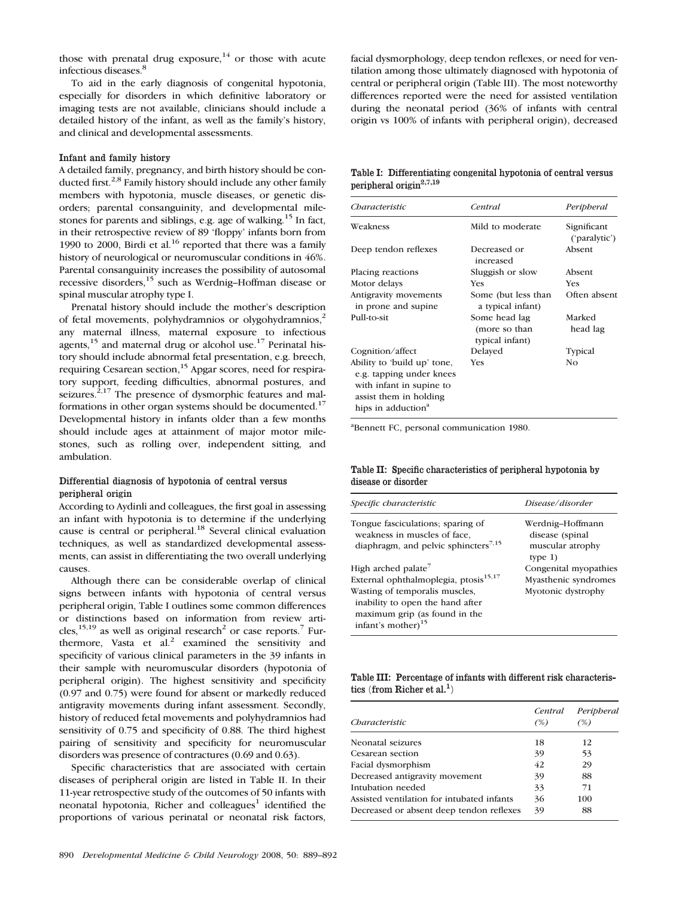those with prenatal drug exposure,[14] or those with acute infectious diseases.[8]

To aid in the early diagnosis of congenital hypotonia, especially for disorders in which definitive laboratory or imaging tests are not available, clinicians should include a detailed history of the infant, as well as the family's history, and clinical and developmental assessments.

### Infant and family history

A detailed family, pregnancy, and birth history should be conducted first.[2,8] Family history should include any other family members with hypotonia, muscle diseases, or genetic disorders; parental consanguinity, and developmental milestones for parents and siblings, e.g. age of walking.[15] In fact, in their retrospective review of 89 'floppy' infants born from 1990 to 2000, Birdi et al.[16] reported that there was a family history of neurological or neuromuscular conditions in 46%. Parental consanguinity increases the possibility of autosomal recessive disorders,[15] such as Werdnig–Hoffman disease or spinal muscular atrophy type I.

Prenatal history should include the mother's description of fetal movements, polyhydramnios or olygohydramnios,[2] any maternal illness, maternal exposure to infectious agents,[15] and maternal drug or alcohol use.[17] Perinatal history should include abnormal fetal presentation, e.g. breech, requiring Cesarean section,[15] Apgar scores, need for respiratory support, feeding difficulties, abnormal postures, and seizures.[2,17] The presence of dysmorphic features and malformations in other organ systems should be documented.[17] Developmental history in infants older than a few months should include ages at attainment of major motor milestones, such as rolling over, independent sitting, and ambulation.

### Differential diagnosis of hypotonia of central versus peripheral origin

According to Aydinli and colleagues, the first goal in assessing an infant with hypotonia is to determine if the underlying cause is central or peripheral.[18] Several clinical evaluation techniques, as well as standardized developmental assessments, can assist in differentiating the two overall underlying causes.

Although there can be considerable overlap of clinical signs between infants with hypotonia of central versus peripheral origin, Table I outlines some common differences or distinctions based on information from review articles,[15,19] as well as original research[2] or case reports.[7] Furthermore, Vasta et al.[2] examined the sensitivity and specificity of various clinical parameters in the 39 infants in their sample with neuromuscular disorders (hypotonia of peripheral origin). The highest sensitivity and specificity (0.97 and 0.75) were found for absent or markedly reduced antigravity movements during infant assessment. Secondly, history of reduced fetal movements and polyhydramnios had sensitivity of 0.75 and specificity of 0.88. The third highest pairing of sensitivity and specificity for neuromuscular disorders was presence of contractures (0.69 and 0.63).

Specific characteristics that are associated with certain diseases of peripheral origin are listed in Table II. In their 11-year retrospective study of the outcomes of 50 infants with neonatal hypotonia, Richer and colleagues[1] identified the proportions of various perinatal or neonatal risk factors, facial dysmorphology, deep tendon reflexes, or need for ventilation among those ultimately diagnosed with hypotonia of central or peripheral origin (Table III). The most noteworthy differences reported were the need for assisted ventilation during the neonatal period (36% of infants with central origin vs 100% of infants with peripheral origin), decreased

**Table I: Differentiating congenital hypotonia of central versus peripheral origin[2,7,19]**

| *Characteristic* | *Central* | *Peripheral* |
|---|---|---|
| Weakness | Mild to moderate | Significant ('paralytic') |
| Deep tendon reflexes | Decreased or increased | Absent |
| Placing reactions | Sluggish or slow | Absent |
| Motor delays | Yes | Yes |
| Antigravity movements in prone and supine | Some (but less than a typical infant) | Often absent |
| Pull-to-sit | Some head lag (more so than typical infant) | Marked head lag |
| Cognition/affect | Delayed | Typical |
| Ability to 'build up' tone, e.g. tapping under knees with infant in supine to assist them in holding hips in adduction[a] | Yes | No |

[a]Bennett FC, personal communication 1980.

**Table II: Specific characteristics of peripheral hypotonia by disease or disorder**

| *Specific characteristic* | *Disease/disorder* |
|---|---|
| Tongue fasciculations; sparing of weakness in muscles of face, diaphragm, and pelvic sphincters[7,15] | Werdnig–Hoffmann disease (spinal muscular atrophy type 1) |
| High arched palate[7] | Congenital myopathies |
| External ophthalmoplegia, ptosis[15,17] | Myasthenic syndromes |
| Wasting of temporalis muscles, inability to open the hand after maximum grip (as found in the infant's mother)[15] | Myotonic dystrophy |

**Table III: Percentage of infants with different risk characteristics (from Richer et al.[1])**

| *Characteristic* | *Central (%)* | *Peripheral (%)* |
|---|---|---|
| Neonatal seizures | 18 | 12 |
| Cesarean section | 39 | 53 |
| Facial dysmorphism | 42 | 29 |
| Decreased antigravity movement | 39 | 88 |
| Intubation needed | 33 | 71 |
| Assisted ventilation for intubated infants | 36 | 100 |
| Decreased or absent deep tendon reflexes | 39 | 88 |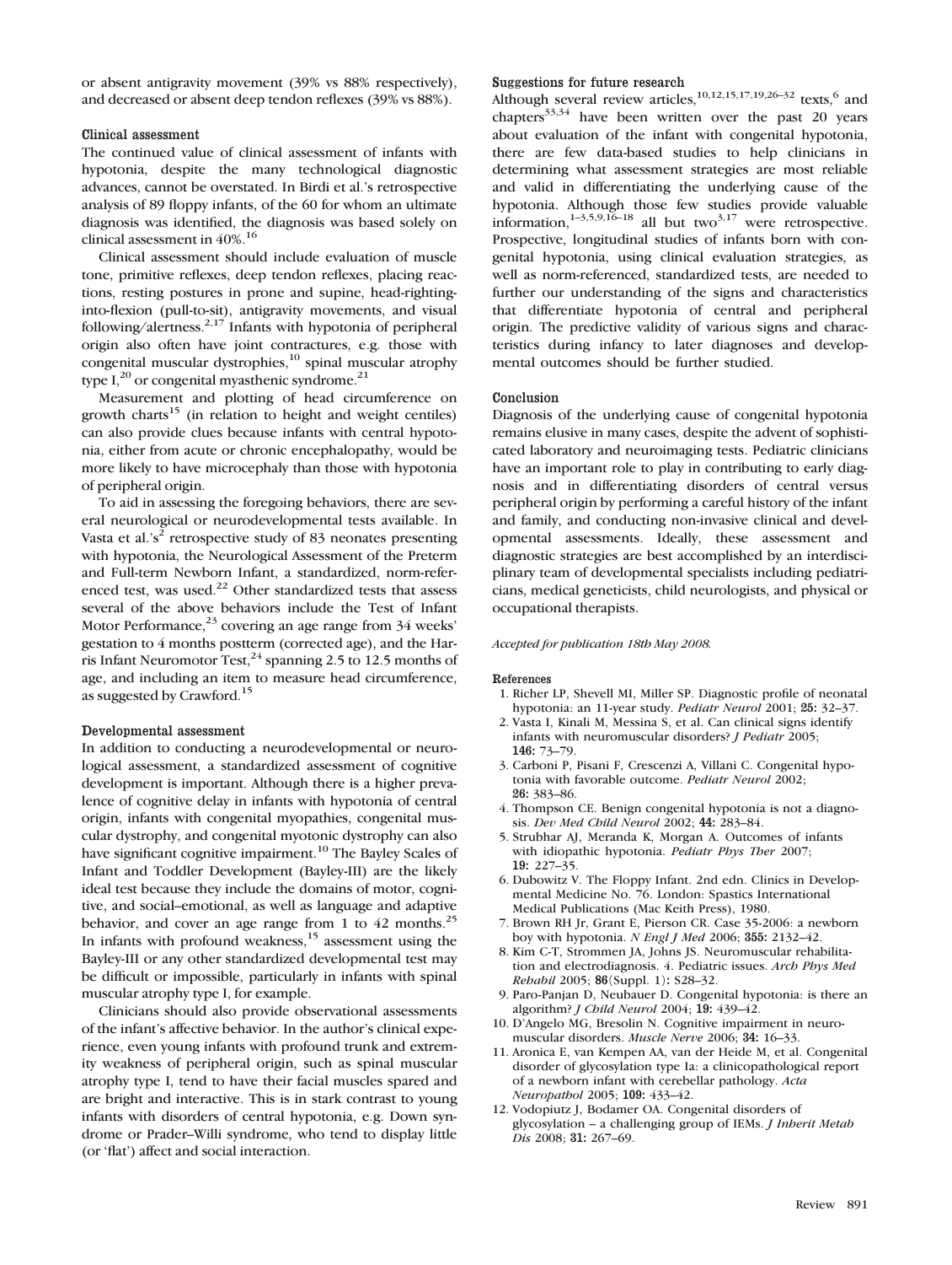or absent antigravity movement (39% vs 88% respectively), and decreased or absent deep tendon reflexes (39% vs 88%).

### Clinical assessment

The continued value of clinical assessment of infants with hypotonia, despite the many technological diagnostic advances, cannot be overstated. In Birdi et al.'s retrospective analysis of 89 floppy infants, of the 60 for whom an ultimate diagnosis was identified, the diagnosis was based solely on clinical assessment in 40%.[16]

Clinical assessment should include evaluation of muscle tone, primitive reflexes, deep tendon reflexes, placing reactions, resting postures in prone and supine, head-righting-into-flexion (pull-to-sit), antigravity movements, and visual following/alertness.[2,17] Infants with hypotonia of peripheral origin also often have joint contractures, e.g. those with congenital muscular dystrophies,[10] spinal muscular atrophy type I,[20] or congenital myasthenic syndrome.[21]

Measurement and plotting of head circumference on growth charts[15] (in relation to height and weight centiles) can also provide clues because infants with central hypotonia, either from acute or chronic encephalopathy, would be more likely to have microcephaly than those with hypotonia of peripheral origin.

To aid in assessing the foregoing behaviors, there are several neurological or neurodevelopmental tests available. In Vasta et al.'s[2] retrospective study of 83 neonates presenting with hypotonia, the Neurological Assessment of the Preterm and Full-term Newborn Infant, a standardized, norm-referenced test, was used.[22] Other standardized tests that assess several of the above behaviors include the Test of Infant Motor Performance,[23] covering an age range from 34 weeks' gestation to 4 months postterm (corrected age), and the Harris Infant Neuromotor Test,[24] spanning 2.5 to 12.5 months of age, and including an item to measure head circumference, as suggested by Crawford.[15]

### Developmental assessment

In addition to conducting a neurodevelopmental or neurological assessment, a standardized assessment of cognitive development is important. Although there is a higher prevalence of cognitive delay in infants with hypotonia of central origin, infants with congenital myopathies, congenital muscular dystrophy, and congenital myotonic dystrophy can also have significant cognitive impairment.[10] The Bayley Scales of Infant and Toddler Development (Bayley-III) are the likely ideal test because they include the domains of motor, cognitive, and social–emotional, as well as language and adaptive behavior, and cover an age range from 1 to 42 months.[25] In infants with profound weakness,[15] assessment using the Bayley-III or any other standardized developmental test may be difficult or impossible, particularly in infants with spinal muscular atrophy type I, for example.

Clinicians should also provide observational assessments of the infant's affective behavior. In the author's clinical experience, even young infants with profound trunk and extremity weakness of peripheral origin, such as spinal muscular atrophy type I, tend to have their facial muscles spared and are bright and interactive. This is in stark contrast to young infants with disorders of central hypotonia, e.g. Down syndrome or Prader–Willi syndrome, who tend to display little (or 'flat') affect and social interaction.

### Suggestions for future research

Although several review articles,[10,12,15,17,19,26–32] texts,[6] and chapters[33,34] have been written over the past 20 years about evaluation of the infant with congenital hypotonia, there are few data-based studies to help clinicians in determining what assessment strategies are most reliable and valid in differentiating the underlying cause of the hypotonia. Although those few studies provide valuable information,[1–3,5,9,16–18] all but two[3,17] were retrospective. Prospective, longitudinal studies of infants born with congenital hypotonia, using clinical evaluation strategies, as well as norm-referenced, standardized tests, are needed to further our understanding of the signs and characteristics that differentiate hypotonia of central and peripheral origin. The predictive validity of various signs and characteristics during infancy to later diagnoses and developmental outcomes should be further studied.

### Conclusion

Diagnosis of the underlying cause of congenital hypotonia remains elusive in many cases, despite the advent of sophisticated laboratory and neuroimaging tests. Pediatric clinicians have an important role to play in contributing to early diagnosis and in differentiating disorders of central versus peripheral origin by performing a careful history of the infant and family, and conducting non-invasive clinical and developmental assessments. Ideally, these assessment and diagnostic strategies are best accomplished by an interdisciplinary team of developmental specialists including pediatricians, medical geneticists, child neurologists, and physical or occupational therapists.

*Accepted for publication 18th May 2008.*

### References

1. Richer LP, Shevell MI, Miller SP. Diagnostic profile of neonatal hypotonia: an 11-year study. *Pediatr Neurol* 2001; **25:** 32–37.
2. Vasta I, Kinali M, Messina S, et al. Can clinical signs identify infants with neuromuscular disorders? *J Pediatr* 2005; **146:** 73–79.
3. Carboni P, Pisani F, Crescenzi A, Villani C. Congenital hypotonia with favorable outcome. *Pediatr Neurol* 2002; **26:** 383–86.
4. Thompson CE. Benign congenital hypotonia is not a diagnosis. *Dev Med Child Neurol* 2002; **44:** 283–84.
5. Strubhar AJ, Meranda K, Morgan A. Outcomes of infants with idiopathic hypotonia. *Pediatr Phys Ther* 2007; **19:** 227–35.
6. Dubowitz V. The Floppy Infant. 2nd edn. Clinics in Developmental Medicine No. 76. London: Spastics International Medical Publications (Mac Keith Press), 1980.
7. Brown RH Jr, Grant E, Pierson CR. Case 35-2006: a newborn boy with hypotonia. *N Engl J Med* 2006; **355:** 2132–42.
8. Kim C-T, Strommen JA, Johns JS. Neuromuscular rehabilitation and electrodiagnosis. 4. Pediatric issues. *Arch Phys Med Rehabil* 2005; **86**(Suppl. 1)**:** S28–32.
9. Paro-Panjan D, Neubauer D. Congenital hypotonia: is there an algorithm? *J Child Neurol* 2004; **19:** 439–42.
10. D'Angelo MG, Bresolin N. Cognitive impairment in neuromuscular disorders. *Muscle Nerve* 2006; **34:** 16–33.
11. Aronica E, van Kempen AA, van der Heide M, et al. Congenital disorder of glycosylation type Ia: a clinicopathological report of a newborn infant with cerebellar pathology. *Acta Neuropathol* 2005; **109:** 433–42.
12. Vodopiutz J, Bodamer OA. Congenital disorders of glycosylation – a challenging group of IEMs. *J Inherit Metab Dis* 2008; **31:** 267–69.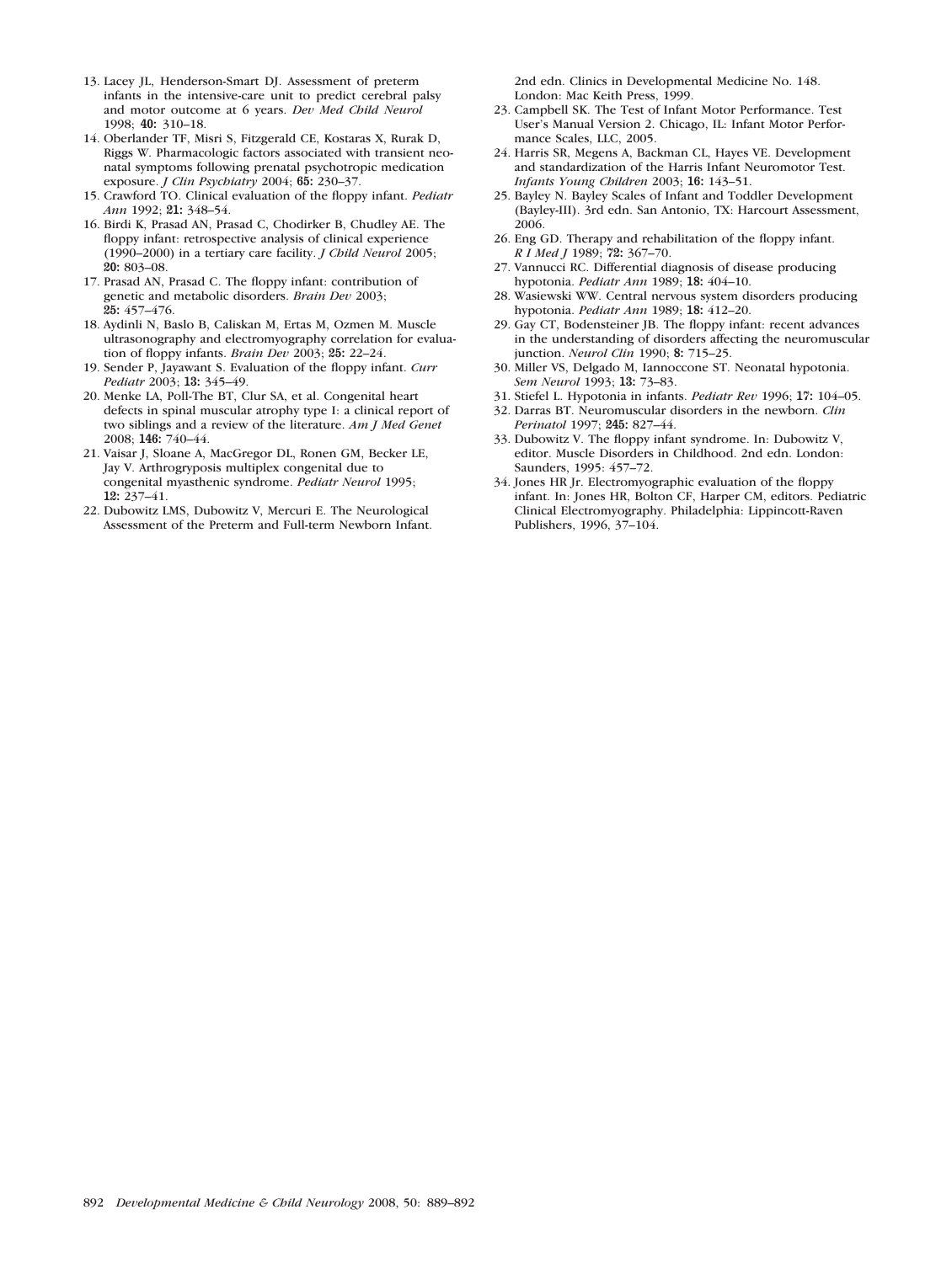13. Lacey JL, Henderson-Smart DJ. Assessment of preterm infants in the intensive-care unit to predict cerebral palsy and motor outcome at 6 years. *Dev Med Child Neurol* 1998; **40:** 310–18.
14. Oberlander TF, Misri S, Fitzgerald CE, Kostaras X, Rurak D, Riggs W. Pharmacologic factors associated with transient neonatal symptoms following prenatal psychotropic medication exposure. *J Clin Psychiatry* 2004; **65:** 230–37.
15. Crawford TO. Clinical evaluation of the floppy infant. *Pediatr Ann* 1992; **21:** 348–54.
16. Birdi K, Prasad AN, Prasad C, Chodirker B, Chudley AE. The floppy infant: retrospective analysis of clinical experience (1990–2000) in a tertiary care facility. *J Child Neurol* 2005; **20:** 803–08.
17. Prasad AN, Prasad C. The floppy infant: contribution of genetic and metabolic disorders. *Brain Dev* 2003; **25:** 457–476.
18. Aydinli N, Baslo B, Caliskan M, Ertas M, Ozmen M. Muscle ultrasonography and electromyography correlation for evaluation of floppy infants. *Brain Dev* 2003; **25:** 22–24.
19. Sender P, Jayawant S. Evaluation of the floppy infant. *Curr Pediatr* 2003; **13:** 345–49.
20. Menke LA, Poll-The BT, Clur SA, et al. Congenital heart defects in spinal muscular atrophy type I: a clinical report of two siblings and a review of the literature. *Am J Med Genet* 2008; **146:** 740–44.
21. Vaisar J, Sloane A, MacGregor DL, Ronen GM, Becker LE, Jay V. Arthrogryposis multiplex congenital due to congenital myasthenic syndrome. *Pediatr Neurol* 1995; **12:** 237–41.
22. Dubowitz LMS, Dubowitz V, Mercuri E. The Neurological Assessment of the Preterm and Full-term Newborn Infant. 2nd edn. Clinics in Developmental Medicine No. 148. London: Mac Keith Press, 1999.
23. Campbell SK. The Test of Infant Motor Performance. Test User's Manual Version 2. Chicago, IL: Infant Motor Performance Scales, LLC, 2005.
24. Harris SR, Megens A, Backman CL, Hayes VE. Development and standardization of the Harris Infant Neuromotor Test. *Infants Young Children* 2003; **16:** 143–51.
25. Bayley N. Bayley Scales of Infant and Toddler Development (Bayley-III). 3rd edn. San Antonio, TX: Harcourt Assessment, 2006.
26. Eng GD. Therapy and rehabilitation of the floppy infant. *R I Med J* 1989; **72:** 367–70.
27. Vannucci RC. Differential diagnosis of disease producing hypotonia. *Pediatr Ann* 1989; **18:** 404–10.
28. Wasiewski WW. Central nervous system disorders producing hypotonia. *Pediatr Ann* 1989; **18:** 412–20.
29. Gay CT, Bodensteiner JB. The floppy infant: recent advances in the understanding of disorders affecting the neuromuscular junction. *Neurol Clin* 1990; **8:** 715–25.
30. Miller VS, Delgado M, Iannoccone ST. Neonatal hypotonia. *Sem Neurol* 1993; **13:** 73–83.
31. Stiefel L. Hypotonia in infants. *Pediatr Rev* 1996; **17:** 104–05.
32. Darras BT. Neuromuscular disorders in the newborn. *Clin Perinatol* 1997; **245:** 827–44.
33. Dubowitz V. The floppy infant syndrome. In: Dubowitz V, editor. Muscle Disorders in Childhood. 2nd edn. London: Saunders, 1995: 457–72.
34. Jones HR Jr. Electromyographic evaluation of the floppy infant. In: Jones HR, Bolton CF, Harper CM, editors. Pediatric Clinical Electromyography. Philadelphia: Lippincott-Raven Publishers, 1996, 37–104.